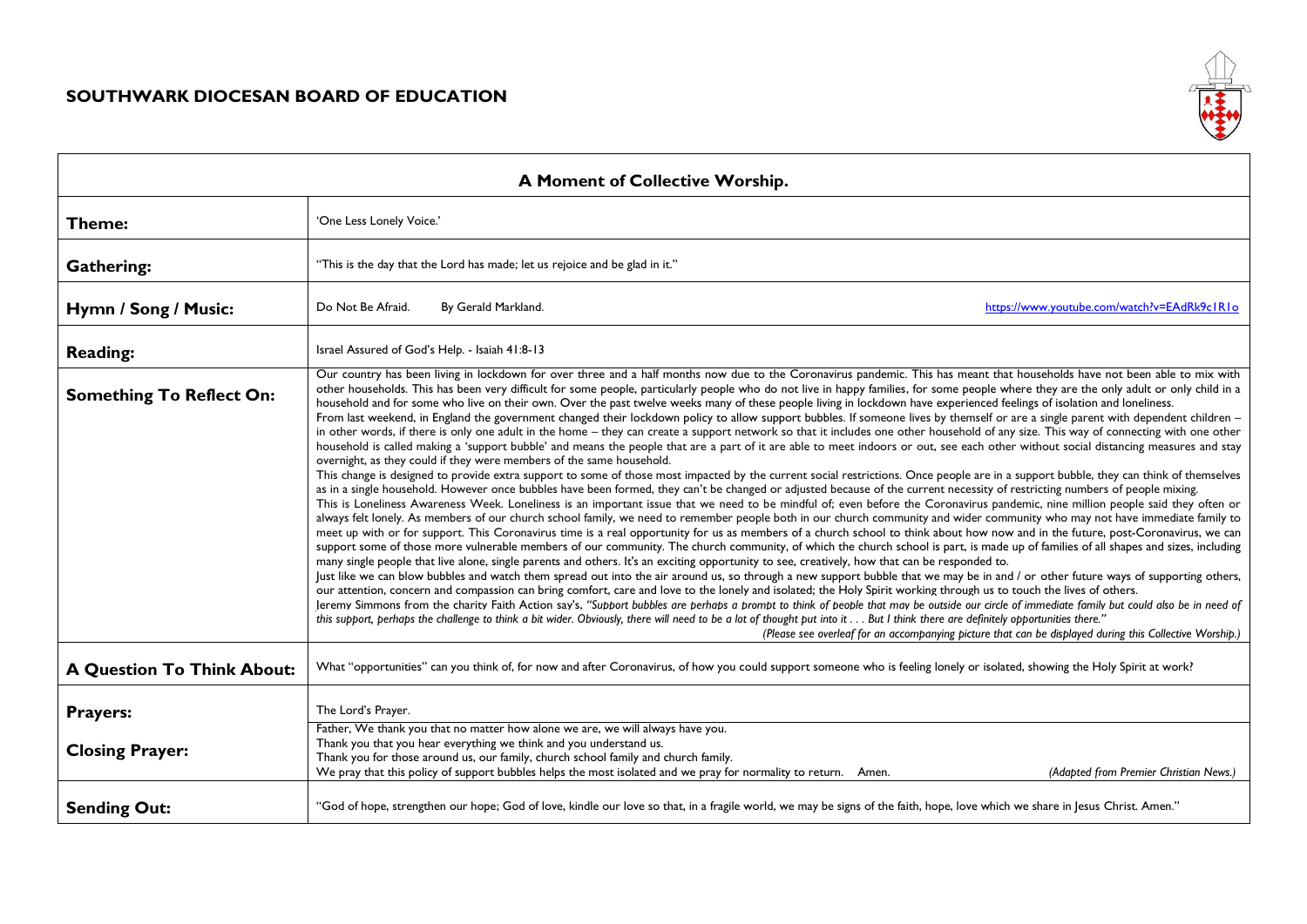## SOUTHWARK DIOCESAN BOARD OF EDUCATION

| A Moment of Collective Worship. | |
|---|---|
| **Theme:** | 'One Less Lonely Voice.' |
| **Gathering:** | "This is the day that the Lord has made; let us rejoice and be glad in it." |
| **Hymn / Song / Music:** | Do Not Be Afraid. By Gerald Markland. https://www.youtube.com/watch?v=EAdRk9c1R1o |
| **Reading:** | Israel Assured of God's Help. - Isaiah 41:8-13 |
| **Something To Reflect On:** | Our country has been living in lockdown for over three and a half months now due to the Coronavirus pandemic. This has meant that households have not been able to mix with other households. This has been very difficult for some people, particularly people who do not live in happy families, for some people where they are the only adult or only child in a household and for some who live on their own. Over the past twelve weeks many of these people living in lockdown have experienced feelings of isolation and loneliness.<br>From last weekend, in England the government changed their lockdown policy to allow support bubbles. If someone lives by themself or are a single parent with dependent children – in other words, if there is only one adult in the home – they can create a support network so that it includes one other household of any size. This way of connecting with one other household is called making a 'support bubble' and means the people that are a part of it are able to meet indoors or out, see each other without social distancing measures and stay overnight, as they could if they were members of the same household.<br>This change is designed to provide extra support to some of those most impacted by the current social restrictions. Once people are in a support bubble, they can think of themselves as in a single household. However once bubbles have been formed, they can't be changed or adjusted because of the current necessity of restricting numbers of people mixing.<br>This is Loneliness Awareness Week. Loneliness is an important issue that we need to be mindful of; even before the Coronavirus pandemic, nine million people said they often or always felt lonely. As members of our church school family, we need to remember people both in our church community and wider community who may not have immediate family to meet up with or for support. This Coronavirus time is a real opportunity for us as members of a church school to think about how now and in the future, post-Coronavirus, we can support some of those more vulnerable members of our community. The church community, of which the church school is part, is made up of families of all shapes and sizes, including many single people that live alone, single parents and others. It's an exciting opportunity to see, creatively, how that can be responded to.<br>Just like we can blow bubbles and watch them spread out into the air around us, so through a new support bubble that we may be in and / or other future ways of supporting others, our attention, concern and compassion can bring comfort, care and love to the lonely and isolated; the Holy Spirit working through us to touch the lives of others.<br>Jeremy Simmons from the charity Faith Action say's, *"Support bubbles are perhaps a prompt to think of people that may be outside our circle of immediate family but could also be in need of this support, perhaps the challenge to think a bit wider. Obviously, there will need to be a lot of thought put into it . . . But I think there are definitely opportunities there."*<br>*(Please see overleaf for an accompanying picture that can be displayed during this Collective Worship.)* |
| **A Question To Think About:** | What "opportunities" can you think of, for now and after Coronavirus, of how you could support someone who is feeling lonely or isolated, showing the Holy Spirit at work? |
| **Prayers:** | The Lord's Prayer. |
| **Closing Prayer:** | Father, We thank you that no matter how alone we are, we will always have you.<br>Thank you that you hear everything we think and you understand us.<br>Thank you for those around us, our family, church school family and church family.<br>We pray that this policy of support bubbles helps the most isolated and we pray for normality to return. Amen. *(Adapted from Premier Christian News.)* |
| **Sending Out:** | "God of hope, strengthen our hope; God of love, kindle our love so that, in a fragile world, we may be signs of the faith, hope, love which we share in Jesus Christ. Amen." |